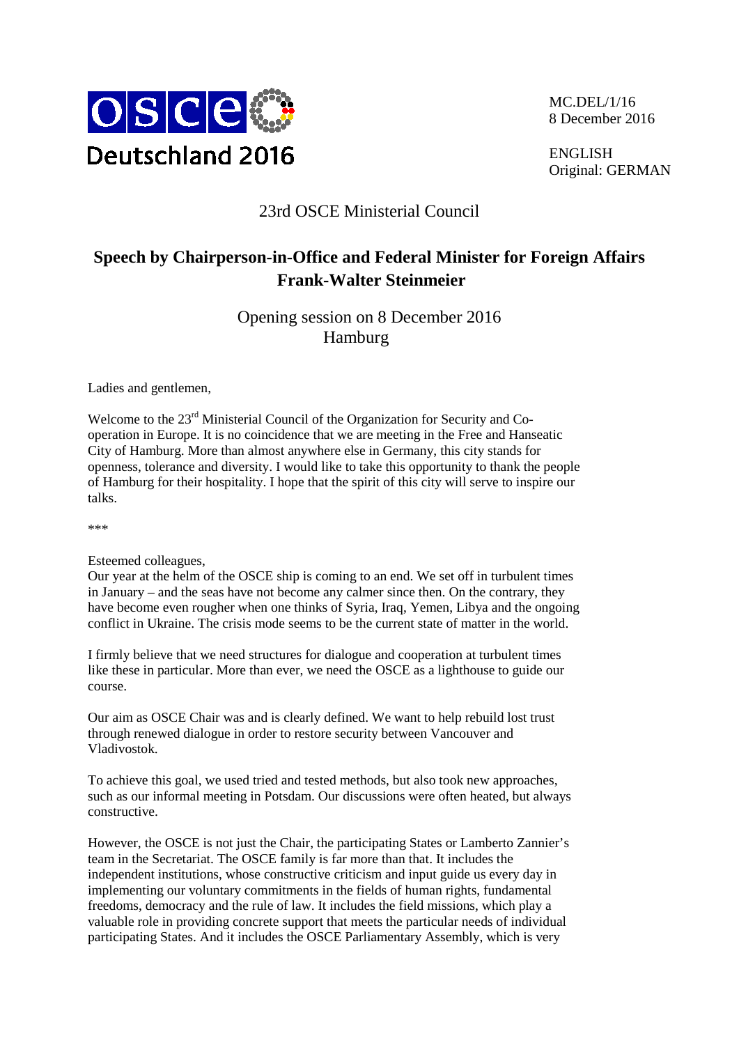OSCE Deutschland 2016

MC.DEL/1/16
8 December 2016

ENGLISH
Original: GERMAN

23rd OSCE Ministerial Council

# Speech by Chairperson-in-Office and Federal Minister for Foreign Affairs Frank-Walter Steinmeier

Opening session on 8 December 2016
Hamburg

Ladies and gentlemen,

Welcome to the 23rd Ministerial Council of the Organization for Security and Co-operation in Europe. It is no coincidence that we are meeting in the Free and Hanseatic City of Hamburg. More than almost anywhere else in Germany, this city stands for openness, tolerance and diversity. I would like to take this opportunity to thank the people of Hamburg for their hospitality. I hope that the spirit of this city will serve to inspire our talks.

***

Esteemed colleagues,
Our year at the helm of the OSCE ship is coming to an end. We set off in turbulent times in January – and the seas have not become any calmer since then. On the contrary, they have become even rougher when one thinks of Syria, Iraq, Yemen, Libya and the ongoing conflict in Ukraine. The crisis mode seems to be the current state of matter in the world.

I firmly believe that we need structures for dialogue and cooperation at turbulent times like these in particular. More than ever, we need the OSCE as a lighthouse to guide our course.

Our aim as OSCE Chair was and is clearly defined. We want to help rebuild lost trust through renewed dialogue in order to restore security between Vancouver and Vladivostok.

To achieve this goal, we used tried and tested methods, but also took new approaches, such as our informal meeting in Potsdam. Our discussions were often heated, but always constructive.

However, the OSCE is not just the Chair, the participating States or Lamberto Zannier's team in the Secretariat. The OSCE family is far more than that. It includes the independent institutions, whose constructive criticism and input guide us every day in implementing our voluntary commitments in the fields of human rights, fundamental freedoms, democracy and the rule of law. It includes the field missions, which play a valuable role in providing concrete support that meets the particular needs of individual participating States. And it includes the OSCE Parliamentary Assembly, which is very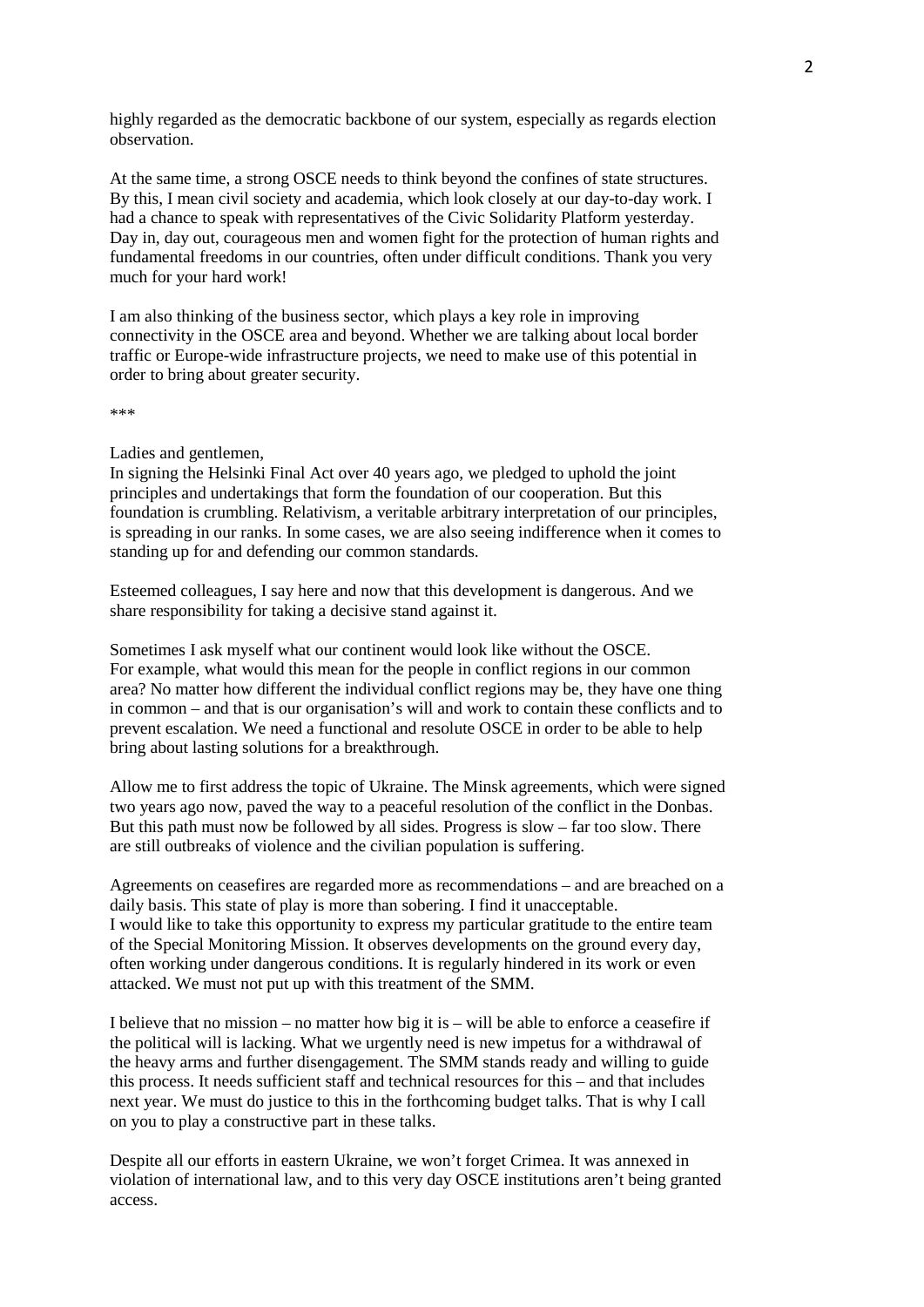highly regarded as the democratic backbone of our system, especially as regards election observation.

At the same time, a strong OSCE needs to think beyond the confines of state structures. By this, I mean civil society and academia, which look closely at our day-to-day work. I had a chance to speak with representatives of the Civic Solidarity Platform yesterday. Day in, day out, courageous men and women fight for the protection of human rights and fundamental freedoms in our countries, often under difficult conditions. Thank you very much for your hard work!

I am also thinking of the business sector, which plays a key role in improving connectivity in the OSCE area and beyond. Whether we are talking about local border traffic or Europe-wide infrastructure projects, we need to make use of this potential in order to bring about greater security.

***

Ladies and gentlemen,
In signing the Helsinki Final Act over 40 years ago, we pledged to uphold the joint principles and undertakings that form the foundation of our cooperation. But this foundation is crumbling. Relativism, a veritable arbitrary interpretation of our principles, is spreading in our ranks. In some cases, we are also seeing indifference when it comes to standing up for and defending our common standards.

Esteemed colleagues, I say here and now that this development is dangerous. And we share responsibility for taking a decisive stand against it.

Sometimes I ask myself what our continent would look like without the OSCE.
For example, what would this mean for the people in conflict regions in our common area? No matter how different the individual conflict regions may be, they have one thing in common – and that is our organisation's will and work to contain these conflicts and to prevent escalation. We need a functional and resolute OSCE in order to be able to help bring about lasting solutions for a breakthrough.

Allow me to first address the topic of Ukraine. The Minsk agreements, which were signed two years ago now, paved the way to a peaceful resolution of the conflict in the Donbas. But this path must now be followed by all sides. Progress is slow – far too slow. There are still outbreaks of violence and the civilian population is suffering.

Agreements on ceasefires are regarded more as recommendations – and are breached on a daily basis. This state of play is more than sobering. I find it unacceptable.
I would like to take this opportunity to express my particular gratitude to the entire team of the Special Monitoring Mission. It observes developments on the ground every day, often working under dangerous conditions. It is regularly hindered in its work or even attacked. We must not put up with this treatment of the SMM.

I believe that no mission – no matter how big it is – will be able to enforce a ceasefire if the political will is lacking. What we urgently need is new impetus for a withdrawal of the heavy arms and further disengagement. The SMM stands ready and willing to guide this process. It needs sufficient staff and technical resources for this – and that includes next year. We must do justice to this in the forthcoming budget talks. That is why I call on you to play a constructive part in these talks.

Despite all our efforts in eastern Ukraine, we won't forget Crimea. It was annexed in violation of international law, and to this very day OSCE institutions aren't being granted access.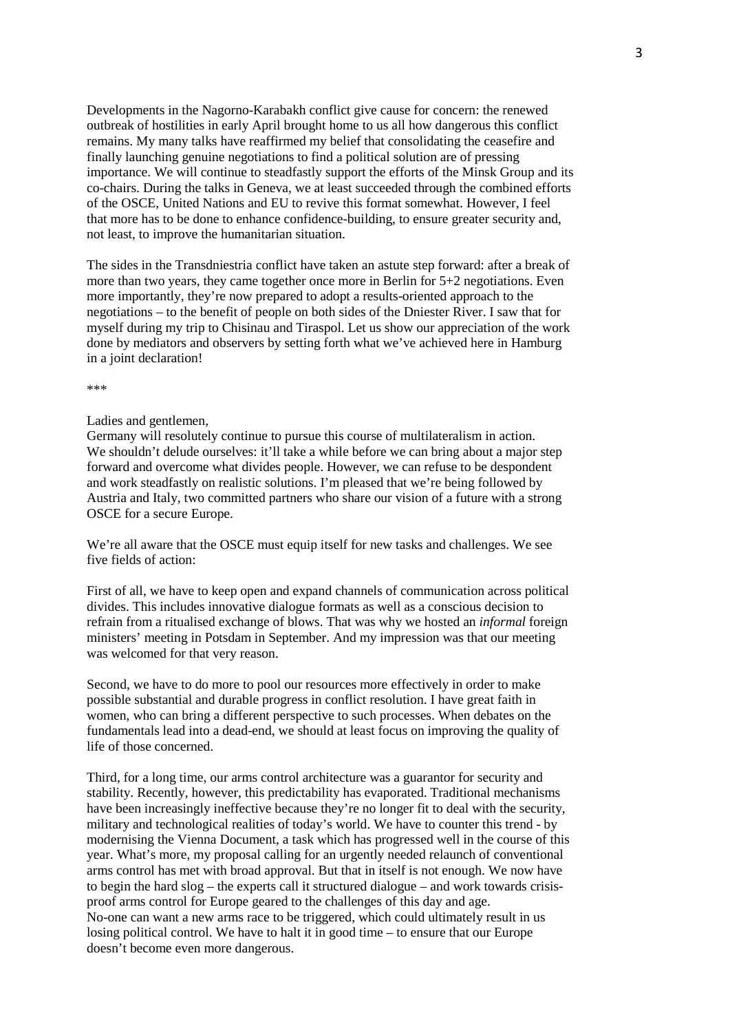Developments in the Nagorno-Karabakh conflict give cause for concern: the renewed outbreak of hostilities in early April brought home to us all how dangerous this conflict remains. My many talks have reaffirmed my belief that consolidating the ceasefire and finally launching genuine negotiations to find a political solution are of pressing importance. We will continue to steadfastly support the efforts of the Minsk Group and its co-chairs. During the talks in Geneva, we at least succeeded through the combined efforts of the OSCE, United Nations and EU to revive this format somewhat. However, I feel that more has to be done to enhance confidence-building, to ensure greater security and, not least, to improve the humanitarian situation.

The sides in the Transdniestria conflict have taken an astute step forward: after a break of more than two years, they came together once more in Berlin for 5+2 negotiations. Even more importantly, they're now prepared to adopt a results-oriented approach to the negotiations – to the benefit of people on both sides of the Dniester River. I saw that for myself during my trip to Chisinau and Tiraspol. Let us show our appreciation of the work done by mediators and observers by setting forth what we've achieved here in Hamburg in a joint declaration!

***

Ladies and gentlemen,
Germany will resolutely continue to pursue this course of multilateralism in action. We shouldn't delude ourselves: it'll take a while before we can bring about a major step forward and overcome what divides people. However, we can refuse to be despondent and work steadfastly on realistic solutions. I'm pleased that we're being followed by Austria and Italy, two committed partners who share our vision of a future with a strong OSCE for a secure Europe.

We're all aware that the OSCE must equip itself for new tasks and challenges. We see five fields of action:

First of all, we have to keep open and expand channels of communication across political divides. This includes innovative dialogue formats as well as a conscious decision to refrain from a ritualised exchange of blows. That was why we hosted an *informal* foreign ministers' meeting in Potsdam in September. And my impression was that our meeting was welcomed for that very reason.

Second, we have to do more to pool our resources more effectively in order to make possible substantial and durable progress in conflict resolution. I have great faith in women, who can bring a different perspective to such processes. When debates on the fundamentals lead into a dead-end, we should at least focus on improving the quality of life of those concerned.

Third, for a long time, our arms control architecture was a guarantor for security and stability. Recently, however, this predictability has evaporated. Traditional mechanisms have been increasingly ineffective because they're no longer fit to deal with the security, military and technological realities of today's world. We have to counter this trend - by modernising the Vienna Document, a task which has progressed well in the course of this year. What's more, my proposal calling for an urgently needed relaunch of conventional arms control has met with broad approval. But that in itself is not enough. We now have to begin the hard slog – the experts call it structured dialogue – and work towards crisis-proof arms control for Europe geared to the challenges of this day and age.
No-one can want a new arms race to be triggered, which could ultimately result in us losing political control. We have to halt it in good time – to ensure that our Europe doesn't become even more dangerous.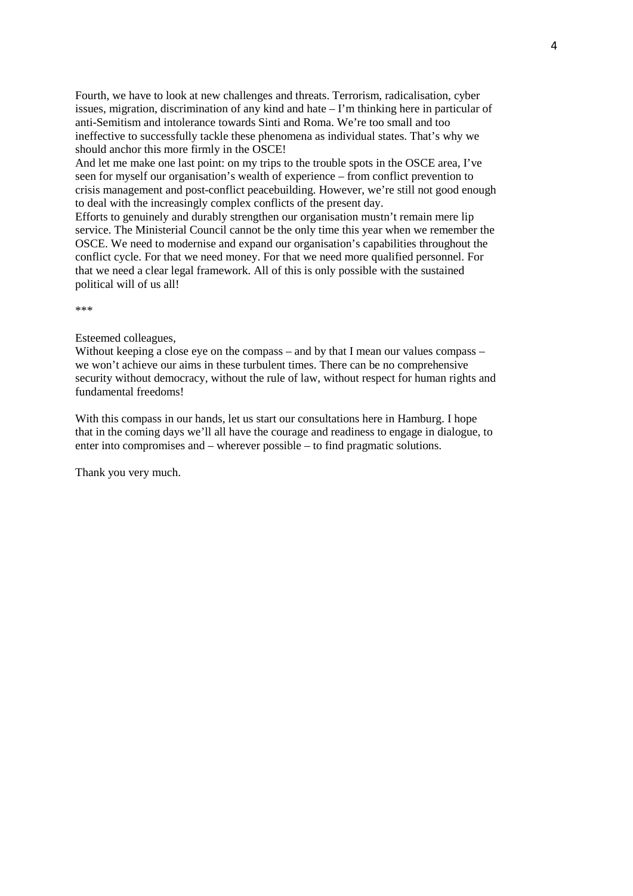Fourth, we have to look at new challenges and threats. Terrorism, radicalisation, cyber issues, migration, discrimination of any kind and hate – I'm thinking here in particular of anti-Semitism and intolerance towards Sinti and Roma. We're too small and too ineffective to successfully tackle these phenomena as individual states. That's why we should anchor this more firmly in the OSCE!

And let me make one last point: on my trips to the trouble spots in the OSCE area, I've seen for myself our organisation's wealth of experience – from conflict prevention to crisis management and post-conflict peacebuilding. However, we're still not good enough to deal with the increasingly complex conflicts of the present day.

Efforts to genuinely and durably strengthen our organisation mustn't remain mere lip service. The Ministerial Council cannot be the only time this year when we remember the OSCE. We need to modernise and expand our organisation's capabilities throughout the conflict cycle. For that we need money. For that we need more qualified personnel. For that we need a clear legal framework. All of this is only possible with the sustained political will of us all!

***

Esteemed colleagues,

Without keeping a close eye on the compass – and by that I mean our values compass – we won't achieve our aims in these turbulent times. There can be no comprehensive security without democracy, without the rule of law, without respect for human rights and fundamental freedoms!

With this compass in our hands, let us start our consultations here in Hamburg. I hope that in the coming days we'll all have the courage and readiness to engage in dialogue, to enter into compromises and – wherever possible – to find pragmatic solutions.

Thank you very much.